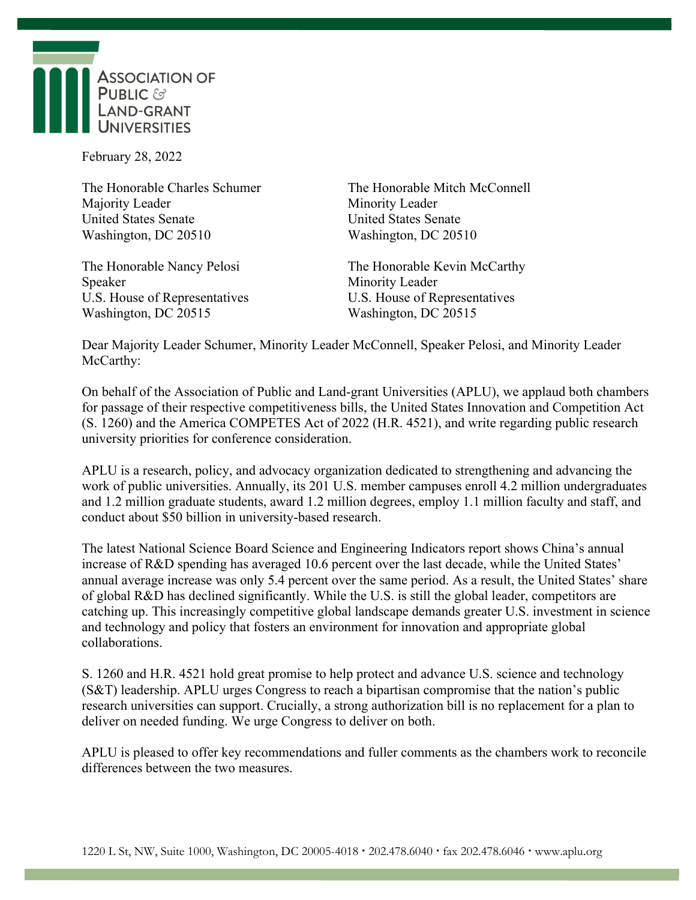ASSOCIATION OF PUBLIC & LAND-GRANT UNIVERSITIES

February 28, 2022

The Honorable Charles Schumer
Majority Leader
United States Senate
Washington, DC 20510

The Honorable Mitch McConnell
Minority Leader
United States Senate
Washington, DC 20510

The Honorable Nancy Pelosi
Speaker
U.S. House of Representatives
Washington, DC 20515

The Honorable Kevin McCarthy
Minority Leader
U.S. House of Representatives
Washington, DC 20515

Dear Majority Leader Schumer, Minority Leader McConnell, Speaker Pelosi, and Minority Leader McCarthy:

On behalf of the Association of Public and Land-grant Universities (APLU), we applaud both chambers for passage of their respective competitiveness bills, the United States Innovation and Competition Act (S. 1260) and the America COMPETES Act of 2022 (H.R. 4521), and write regarding public research university priorities for conference consideration.

APLU is a research, policy, and advocacy organization dedicated to strengthening and advancing the work of public universities. Annually, its 201 U.S. member campuses enroll 4.2 million undergraduates and 1.2 million graduate students, award 1.2 million degrees, employ 1.1 million faculty and staff, and conduct about $50 billion in university-based research.

The latest National Science Board Science and Engineering Indicators report shows China's annual increase of R&D spending has averaged 10.6 percent over the last decade, while the United States' annual average increase was only 5.4 percent over the same period. As a result, the United States' share of global R&D has declined significantly. While the U.S. is still the global leader, competitors are catching up. This increasingly competitive global landscape demands greater U.S. investment in science and technology and policy that fosters an environment for innovation and appropriate global collaborations.

S. 1260 and H.R. 4521 hold great promise to help protect and advance U.S. science and technology (S&T) leadership. APLU urges Congress to reach a bipartisan compromise that the nation's public research universities can support. Crucially, a strong authorization bill is no replacement for a plan to deliver on needed funding. We urge Congress to deliver on both.

APLU is pleased to offer key recommendations and fuller comments as the chambers work to reconcile differences between the two measures.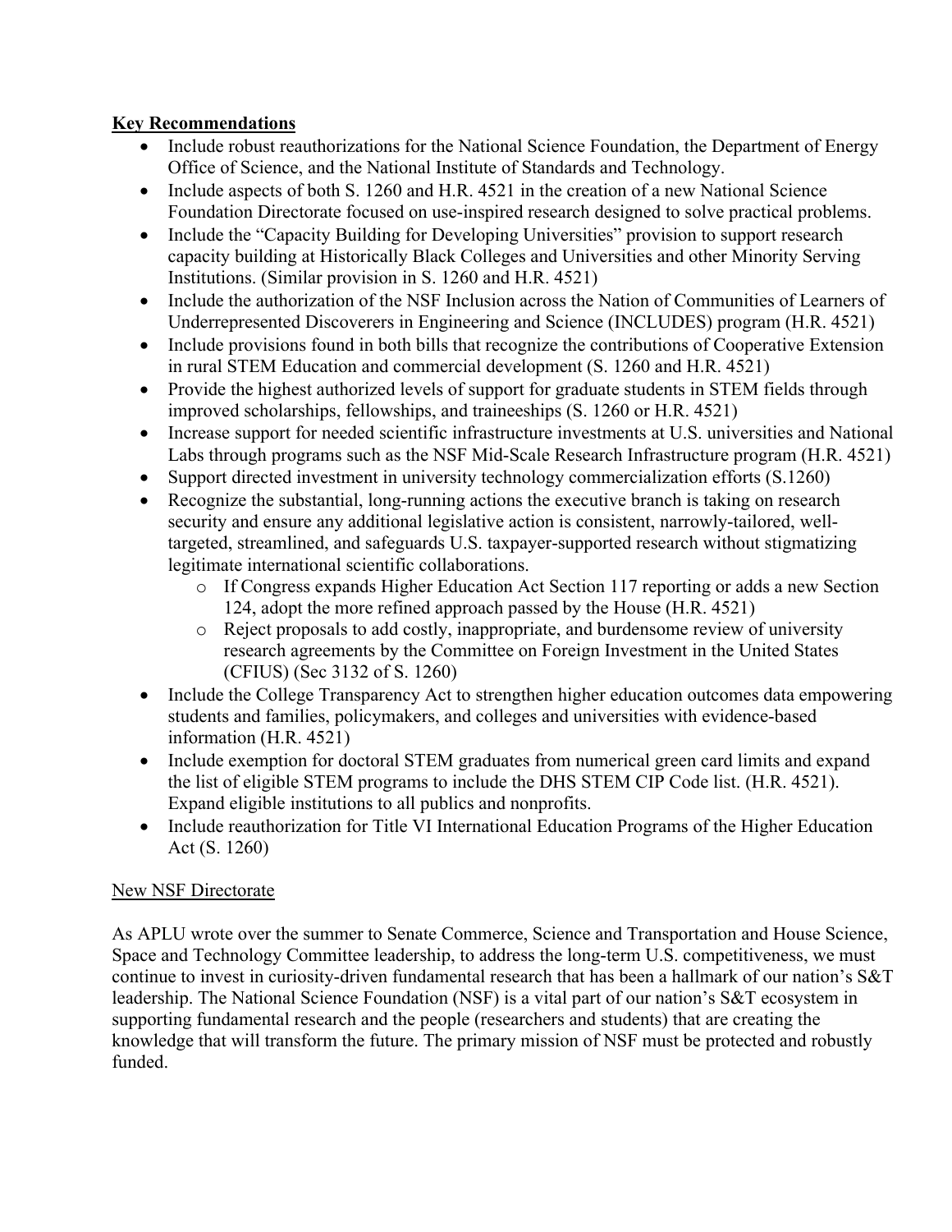**Key Recommendations**

- Include robust reauthorizations for the National Science Foundation, the Department of Energy Office of Science, and the National Institute of Standards and Technology.
- Include aspects of both S. 1260 and H.R. 4521 in the creation of a new National Science Foundation Directorate focused on use-inspired research designed to solve practical problems.
- Include the "Capacity Building for Developing Universities" provision to support research capacity building at Historically Black Colleges and Universities and other Minority Serving Institutions. (Similar provision in S. 1260 and H.R. 4521)
- Include the authorization of the NSF Inclusion across the Nation of Communities of Learners of Underrepresented Discoverers in Engineering and Science (INCLUDES) program (H.R. 4521)
- Include provisions found in both bills that recognize the contributions of Cooperative Extension in rural STEM Education and commercial development (S. 1260 and H.R. 4521)
- Provide the highest authorized levels of support for graduate students in STEM fields through improved scholarships, fellowships, and traineeships (S. 1260 or H.R. 4521)
- Increase support for needed scientific infrastructure investments at U.S. universities and National Labs through programs such as the NSF Mid-Scale Research Infrastructure program (H.R. 4521)
- Support directed investment in university technology commercialization efforts (S.1260)
- Recognize the substantial, long-running actions the executive branch is taking on research security and ensure any additional legislative action is consistent, narrowly-tailored, well-targeted, streamlined, and safeguards U.S. taxpayer-supported research without stigmatizing legitimate international scientific collaborations.
  - If Congress expands Higher Education Act Section 117 reporting or adds a new Section 124, adopt the more refined approach passed by the House (H.R. 4521)
  - Reject proposals to add costly, inappropriate, and burdensome review of university research agreements by the Committee on Foreign Investment in the United States (CFIUS) (Sec 3132 of S. 1260)
- Include the College Transparency Act to strengthen higher education outcomes data empowering students and families, policymakers, and colleges and universities with evidence-based information (H.R. 4521)
- Include exemption for doctoral STEM graduates from numerical green card limits and expand the list of eligible STEM programs to include the DHS STEM CIP Code list. (H.R. 4521). Expand eligible institutions to all publics and nonprofits.
- Include reauthorization for Title VI International Education Programs of the Higher Education Act (S. 1260)

New NSF Directorate

As APLU wrote over the summer to Senate Commerce, Science and Transportation and House Science, Space and Technology Committee leadership, to address the long-term U.S. competitiveness, we must continue to invest in curiosity-driven fundamental research that has been a hallmark of our nation's S&T leadership. The National Science Foundation (NSF) is a vital part of our nation's S&T ecosystem in supporting fundamental research and the people (researchers and students) that are creating the knowledge that will transform the future. The primary mission of NSF must be protected and robustly funded.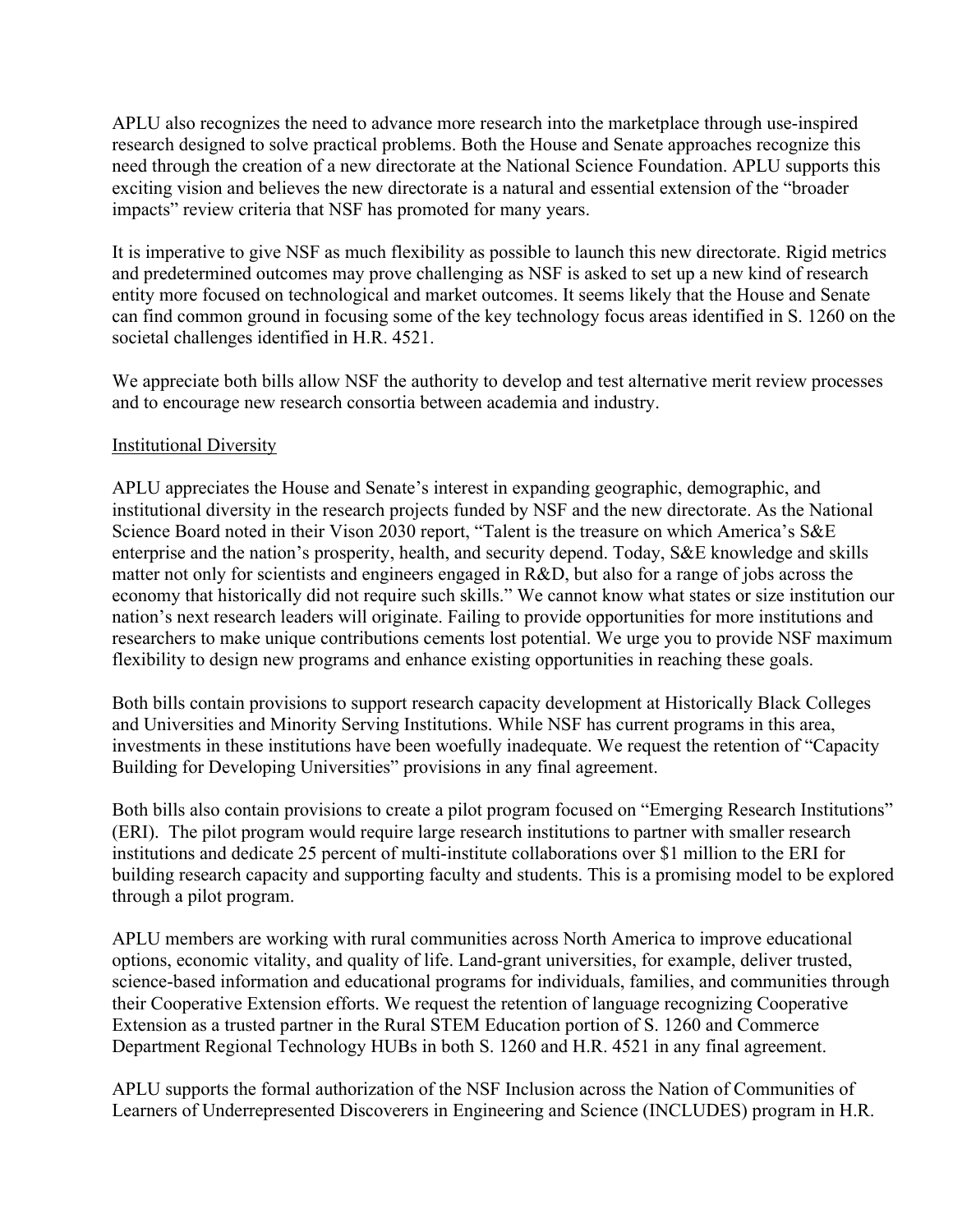APLU also recognizes the need to advance more research into the marketplace through use-inspired research designed to solve practical problems. Both the House and Senate approaches recognize this need through the creation of a new directorate at the National Science Foundation. APLU supports this exciting vision and believes the new directorate is a natural and essential extension of the "broader impacts" review criteria that NSF has promoted for many years.

It is imperative to give NSF as much flexibility as possible to launch this new directorate. Rigid metrics and predetermined outcomes may prove challenging as NSF is asked to set up a new kind of research entity more focused on technological and market outcomes. It seems likely that the House and Senate can find common ground in focusing some of the key technology focus areas identified in S. 1260 on the societal challenges identified in H.R. 4521.

We appreciate both bills allow NSF the authority to develop and test alternative merit review processes and to encourage new research consortia between academia and industry.

<u>Institutional Diversity</u>

APLU appreciates the House and Senate's interest in expanding geographic, demographic, and institutional diversity in the research projects funded by NSF and the new directorate. As the National Science Board noted in their Vison 2030 report, "Talent is the treasure on which America's S&E enterprise and the nation's prosperity, health, and security depend. Today, S&E knowledge and skills matter not only for scientists and engineers engaged in R&D, but also for a range of jobs across the economy that historically did not require such skills." We cannot know what states or size institution our nation's next research leaders will originate. Failing to provide opportunities for more institutions and researchers to make unique contributions cements lost potential. We urge you to provide NSF maximum flexibility to design new programs and enhance existing opportunities in reaching these goals.

Both bills contain provisions to support research capacity development at Historically Black Colleges and Universities and Minority Serving Institutions. While NSF has current programs in this area, investments in these institutions have been woefully inadequate. We request the retention of "Capacity Building for Developing Universities" provisions in any final agreement.

Both bills also contain provisions to create a pilot program focused on "Emerging Research Institutions" (ERI). The pilot program would require large research institutions to partner with smaller research institutions and dedicate 25 percent of multi-institute collaborations over $1 million to the ERI for building research capacity and supporting faculty and students. This is a promising model to be explored through a pilot program.

APLU members are working with rural communities across North America to improve educational options, economic vitality, and quality of life. Land-grant universities, for example, deliver trusted, science-based information and educational programs for individuals, families, and communities through their Cooperative Extension efforts. We request the retention of language recognizing Cooperative Extension as a trusted partner in the Rural STEM Education portion of S. 1260 and Commerce Department Regional Technology HUBs in both S. 1260 and H.R. 4521 in any final agreement.

APLU supports the formal authorization of the NSF Inclusion across the Nation of Communities of Learners of Underrepresented Discoverers in Engineering and Science (INCLUDES) program in H.R.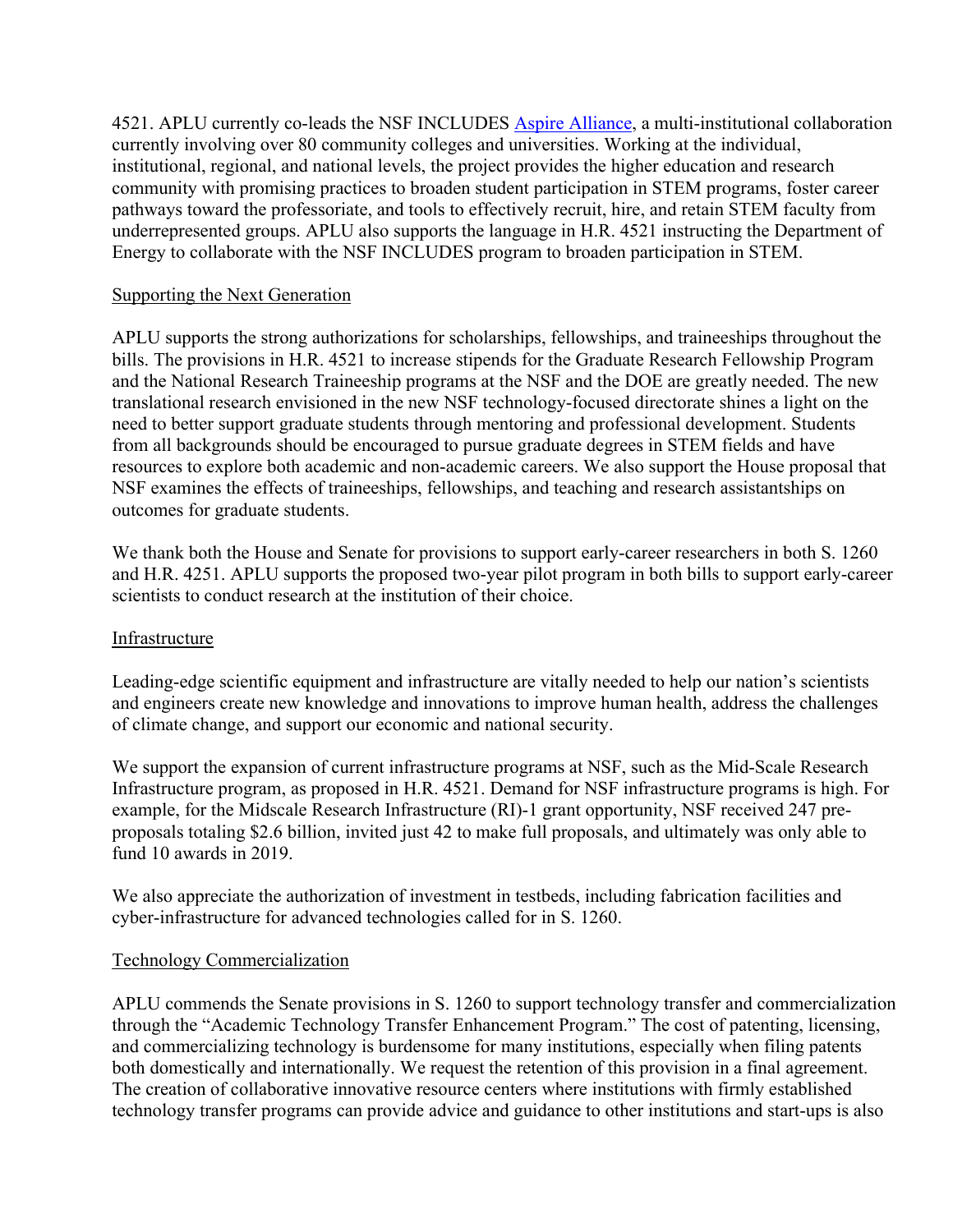4521. APLU currently co-leads the NSF INCLUDES Aspire Alliance, a multi-institutional collaboration currently involving over 80 community colleges and universities. Working at the individual, institutional, regional, and national levels, the project provides the higher education and research community with promising practices to broaden student participation in STEM programs, foster career pathways toward the professoriate, and tools to effectively recruit, hire, and retain STEM faculty from underrepresented groups. APLU also supports the language in H.R. 4521 instructing the Department of Energy to collaborate with the NSF INCLUDES program to broaden participation in STEM.

## Supporting the Next Generation

APLU supports the strong authorizations for scholarships, fellowships, and traineeships throughout the bills. The provisions in H.R. 4521 to increase stipends for the Graduate Research Fellowship Program and the National Research Traineeship programs at the NSF and the DOE are greatly needed. The new translational research envisioned in the new NSF technology-focused directorate shines a light on the need to better support graduate students through mentoring and professional development. Students from all backgrounds should be encouraged to pursue graduate degrees in STEM fields and have resources to explore both academic and non-academic careers. We also support the House proposal that NSF examines the effects of traineeships, fellowships, and teaching and research assistantships on outcomes for graduate students.

We thank both the House and Senate for provisions to support early-career researchers in both S. 1260 and H.R. 4251. APLU supports the proposed two-year pilot program in both bills to support early-career scientists to conduct research at the institution of their choice.

## Infrastructure

Leading-edge scientific equipment and infrastructure are vitally needed to help our nation's scientists and engineers create new knowledge and innovations to improve human health, address the challenges of climate change, and support our economic and national security.

We support the expansion of current infrastructure programs at NSF, such as the Mid-Scale Research Infrastructure program, as proposed in H.R. 4521. Demand for NSF infrastructure programs is high. For example, for the Midscale Research Infrastructure (RI)-1 grant opportunity, NSF received 247 pre-proposals totaling $2.6 billion, invited just 42 to make full proposals, and ultimately was only able to fund 10 awards in 2019.

We also appreciate the authorization of investment in testbeds, including fabrication facilities and cyber-infrastructure for advanced technologies called for in S. 1260.

## Technology Commercialization

APLU commends the Senate provisions in S. 1260 to support technology transfer and commercialization through the "Academic Technology Transfer Enhancement Program." The cost of patenting, licensing, and commercializing technology is burdensome for many institutions, especially when filing patents both domestically and internationally. We request the retention of this provision in a final agreement. The creation of collaborative innovative resource centers where institutions with firmly established technology transfer programs can provide advice and guidance to other institutions and start-ups is also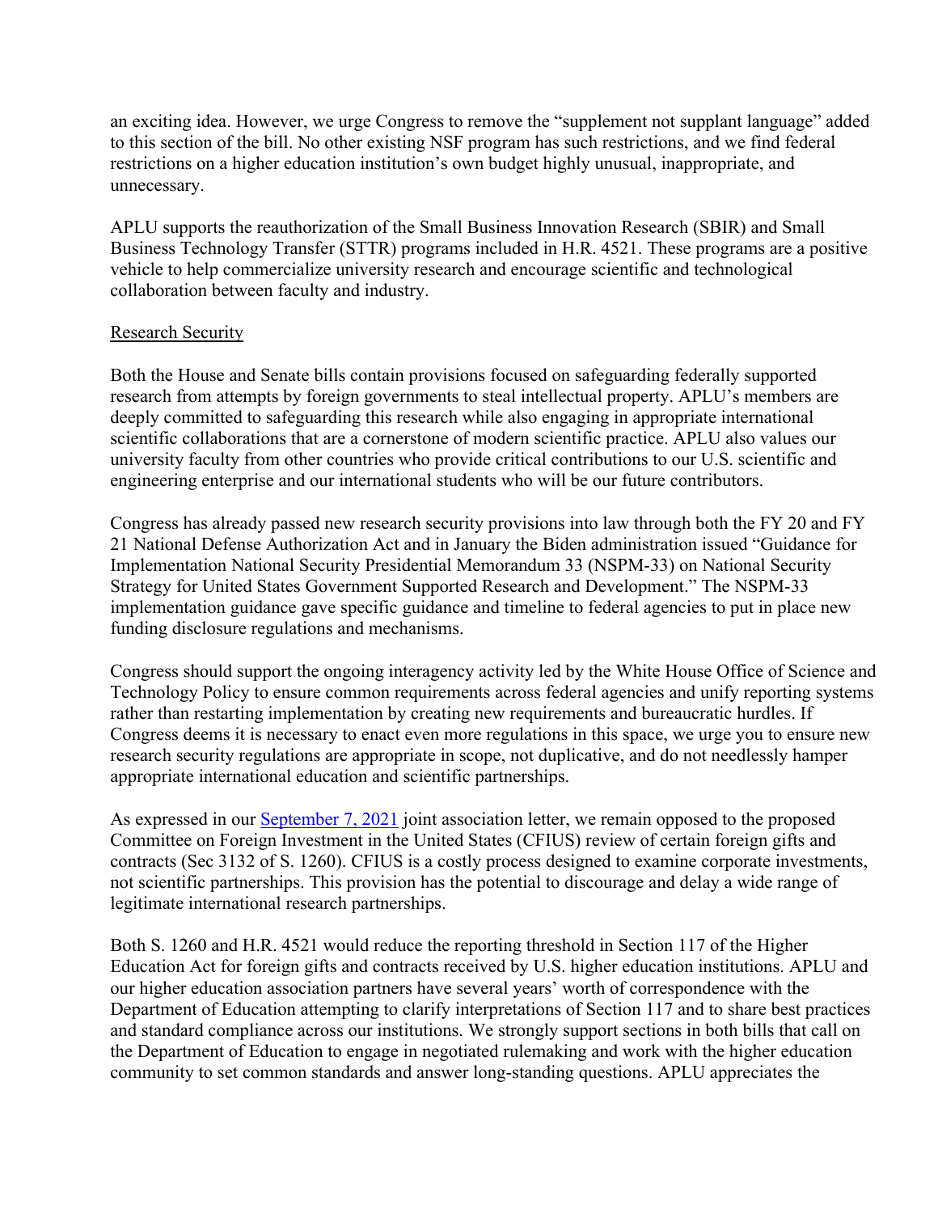an exciting idea. However, we urge Congress to remove the "supplement not supplant language" added to this section of the bill. No other existing NSF program has such restrictions, and we find federal restrictions on a higher education institution's own budget highly unusual, inappropriate, and unnecessary.

APLU supports the reauthorization of the Small Business Innovation Research (SBIR) and Small Business Technology Transfer (STTR) programs included in H.R. 4521. These programs are a positive vehicle to help commercialize university research and encourage scientific and technological collaboration between faculty and industry.

Research Security

Both the House and Senate bills contain provisions focused on safeguarding federally supported research from attempts by foreign governments to steal intellectual property. APLU's members are deeply committed to safeguarding this research while also engaging in appropriate international scientific collaborations that are a cornerstone of modern scientific practice. APLU also values our university faculty from other countries who provide critical contributions to our U.S. scientific and engineering enterprise and our international students who will be our future contributors.

Congress has already passed new research security provisions into law through both the FY 20 and FY 21 National Defense Authorization Act and in January the Biden administration issued "Guidance for Implementation National Security Presidential Memorandum 33 (NSPM-33) on National Security Strategy for United States Government Supported Research and Development." The NSPM-33 implementation guidance gave specific guidance and timeline to federal agencies to put in place new funding disclosure regulations and mechanisms.

Congress should support the ongoing interagency activity led by the White House Office of Science and Technology Policy to ensure common requirements across federal agencies and unify reporting systems rather than restarting implementation by creating new requirements and bureaucratic hurdles. If Congress deems it is necessary to enact even more regulations in this space, we urge you to ensure new research security regulations are appropriate in scope, not duplicative, and do not needlessly hamper appropriate international education and scientific partnerships.

As expressed in our September 7, 2021 joint association letter, we remain opposed to the proposed Committee on Foreign Investment in the United States (CFIUS) review of certain foreign gifts and contracts (Sec 3132 of S. 1260). CFIUS is a costly process designed to examine corporate investments, not scientific partnerships. This provision has the potential to discourage and delay a wide range of legitimate international research partnerships.

Both S. 1260 and H.R. 4521 would reduce the reporting threshold in Section 117 of the Higher Education Act for foreign gifts and contracts received by U.S. higher education institutions. APLU and our higher education association partners have several years' worth of correspondence with the Department of Education attempting to clarify interpretations of Section 117 and to share best practices and standard compliance across our institutions. We strongly support sections in both bills that call on the Department of Education to engage in negotiated rulemaking and work with the higher education community to set common standards and answer long-standing questions. APLU appreciates the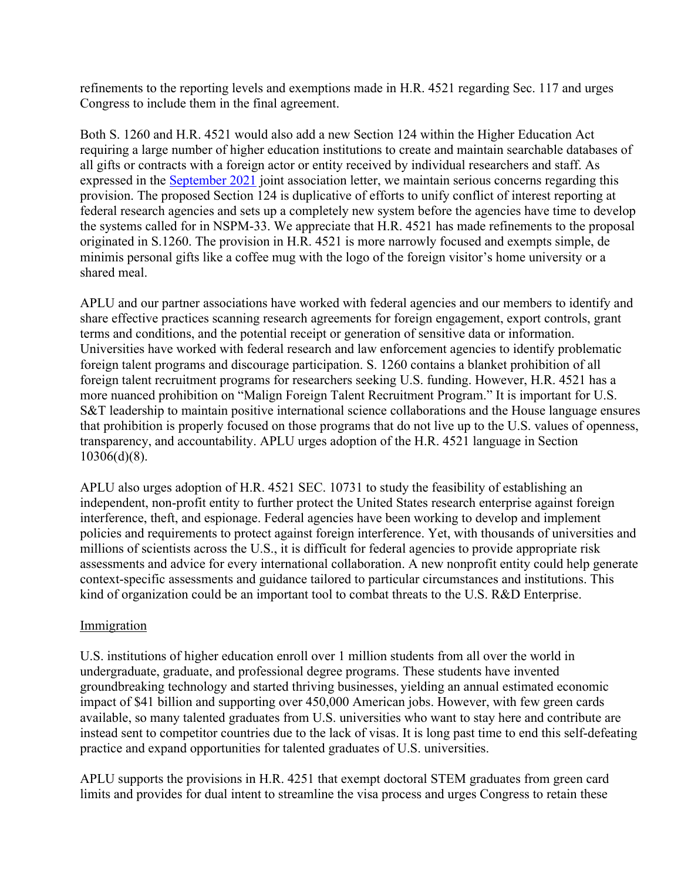refinements to the reporting levels and exemptions made in H.R. 4521 regarding Sec. 117 and urges Congress to include them in the final agreement.

Both S. 1260 and H.R. 4521 would also add a new Section 124 within the Higher Education Act requiring a large number of higher education institutions to create and maintain searchable databases of all gifts or contracts with a foreign actor or entity received by individual researchers and staff. As expressed in the September 2021 joint association letter, we maintain serious concerns regarding this provision. The proposed Section 124 is duplicative of efforts to unify conflict of interest reporting at federal research agencies and sets up a completely new system before the agencies have time to develop the systems called for in NSPM-33. We appreciate that H.R. 4521 has made refinements to the proposal originated in S.1260. The provision in H.R. 4521 is more narrowly focused and exempts simple, de minimis personal gifts like a coffee mug with the logo of the foreign visitor's home university or a shared meal.

APLU and our partner associations have worked with federal agencies and our members to identify and share effective practices scanning research agreements for foreign engagement, export controls, grant terms and conditions, and the potential receipt or generation of sensitive data or information. Universities have worked with federal research and law enforcement agencies to identify problematic foreign talent programs and discourage participation. S. 1260 contains a blanket prohibition of all foreign talent recruitment programs for researchers seeking U.S. funding. However, H.R. 4521 has a more nuanced prohibition on "Malign Foreign Talent Recruitment Program." It is important for U.S. S&T leadership to maintain positive international science collaborations and the House language ensures that prohibition is properly focused on those programs that do not live up to the U.S. values of openness, transparency, and accountability. APLU urges adoption of the H.R. 4521 language in Section 10306(d)(8).

APLU also urges adoption of H.R. 4521 SEC. 10731 to study the feasibility of establishing an independent, non-profit entity to further protect the United States research enterprise against foreign interference, theft, and espionage. Federal agencies have been working to develop and implement policies and requirements to protect against foreign interference. Yet, with thousands of universities and millions of scientists across the U.S., it is difficult for federal agencies to provide appropriate risk assessments and advice for every international collaboration. A new nonprofit entity could help generate context-specific assessments and guidance tailored to particular circumstances and institutions. This kind of organization could be an important tool to combat threats to the U.S. R&D Enterprise.

## Immigration

U.S. institutions of higher education enroll over 1 million students from all over the world in undergraduate, graduate, and professional degree programs. These students have invented groundbreaking technology and started thriving businesses, yielding an annual estimated economic impact of $41 billion and supporting over 450,000 American jobs. However, with few green cards available, so many talented graduates from U.S. universities who want to stay here and contribute are instead sent to competitor countries due to the lack of visas. It is long past time to end this self-defeating practice and expand opportunities for talented graduates of U.S. universities.

APLU supports the provisions in H.R. 4251 that exempt doctoral STEM graduates from green card limits and provides for dual intent to streamline the visa process and urges Congress to retain these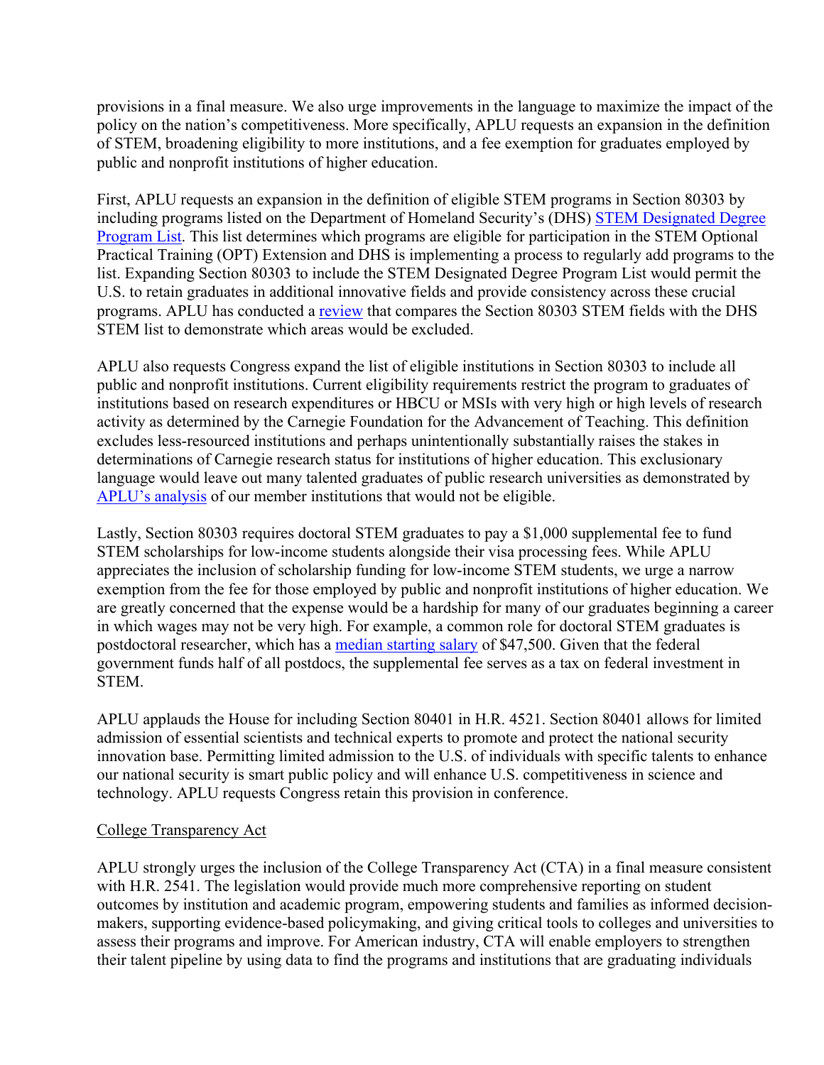provisions in a final measure. We also urge improvements in the language to maximize the impact of the policy on the nation's competitiveness. More specifically, APLU requests an expansion in the definition of STEM, broadening eligibility to more institutions, and a fee exemption for graduates employed by public and nonprofit institutions of higher education.

First, APLU requests an expansion in the definition of eligible STEM programs in Section 80303 by including programs listed on the Department of Homeland Security's (DHS) STEM Designated Degree Program List. This list determines which programs are eligible for participation in the STEM Optional Practical Training (OPT) Extension and DHS is implementing a process to regularly add programs to the list. Expanding Section 80303 to include the STEM Designated Degree Program List would permit the U.S. to retain graduates in additional innovative fields and provide consistency across these crucial programs. APLU has conducted a review that compares the Section 80303 STEM fields with the DHS STEM list to demonstrate which areas would be excluded.

APLU also requests Congress expand the list of eligible institutions in Section 80303 to include all public and nonprofit institutions. Current eligibility requirements restrict the program to graduates of institutions based on research expenditures or HBCU or MSIs with very high or high levels of research activity as determined by the Carnegie Foundation for the Advancement of Teaching. This definition excludes less-resourced institutions and perhaps unintentionally substantially raises the stakes in determinations of Carnegie research status for institutions of higher education. This exclusionary language would leave out many talented graduates of public research universities as demonstrated by APLU's analysis of our member institutions that would not be eligible.

Lastly, Section 80303 requires doctoral STEM graduates to pay a $1,000 supplemental fee to fund STEM scholarships for low-income students alongside their visa processing fees. While APLU appreciates the inclusion of scholarship funding for low-income STEM students, we urge a narrow exemption from the fee for those employed by public and nonprofit institutions of higher education. We are greatly concerned that the expense would be a hardship for many of our graduates beginning a career in which wages may not be very high. For example, a common role for doctoral STEM graduates is postdoctoral researcher, which has a median starting salary of $47,500. Given that the federal government funds half of all postdocs, the supplemental fee serves as a tax on federal investment in STEM.

APLU applauds the House for including Section 80401 in H.R. 4521. Section 80401 allows for limited admission of essential scientists and technical experts to promote and protect the national security innovation base. Permitting limited admission to the U.S. of individuals with specific talents to enhance our national security is smart public policy and will enhance U.S. competitiveness in science and technology. APLU requests Congress retain this provision in conference.

College Transparency Act

APLU strongly urges the inclusion of the College Transparency Act (CTA) in a final measure consistent with H.R. 2541. The legislation would provide much more comprehensive reporting on student outcomes by institution and academic program, empowering students and families as informed decision-makers, supporting evidence-based policymaking, and giving critical tools to colleges and universities to assess their programs and improve. For American industry, CTA will enable employers to strengthen their talent pipeline by using data to find the programs and institutions that are graduating individuals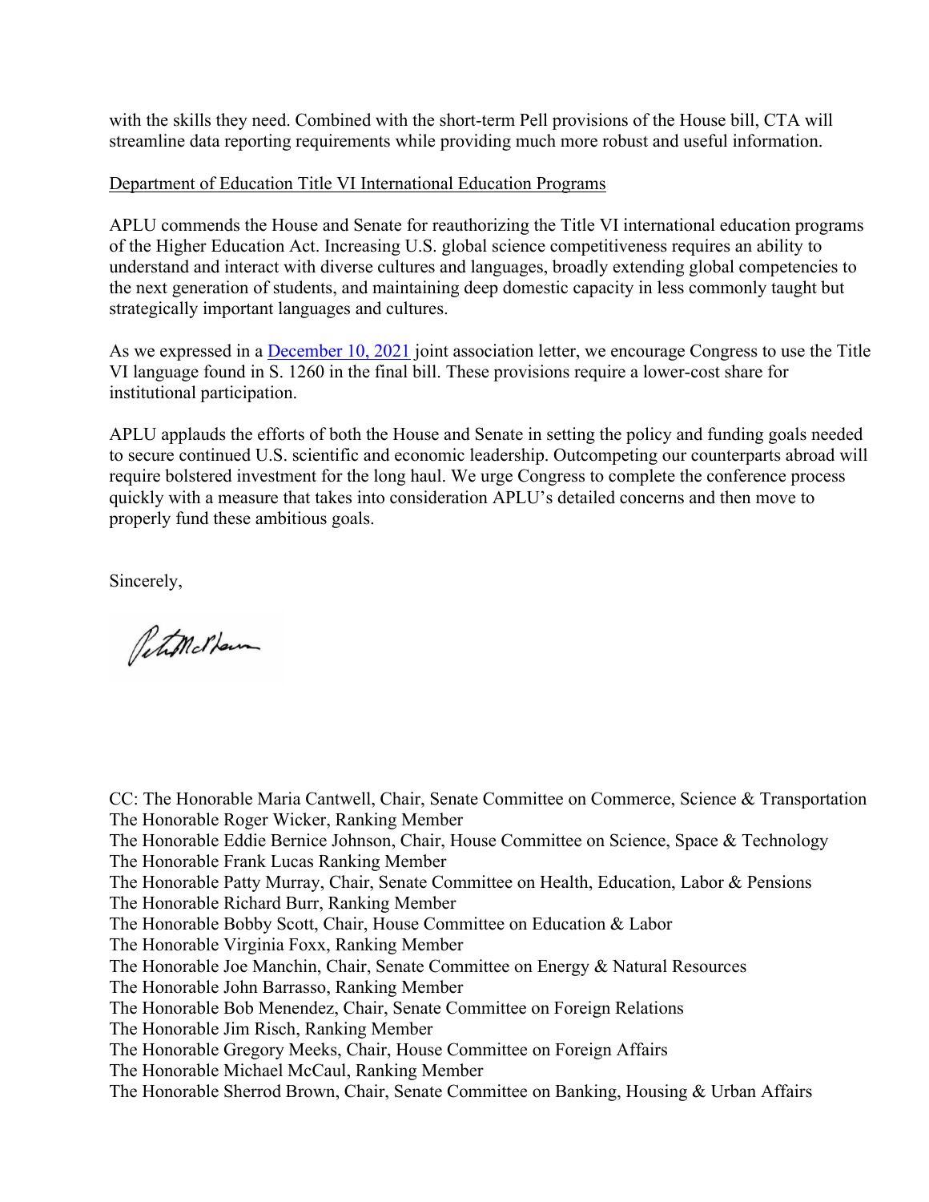with the skills they need. Combined with the short-term Pell provisions of the House bill, CTA will streamline data reporting requirements while providing much more robust and useful information.

Department of Education Title VI International Education Programs

APLU commends the House and Senate for reauthorizing the Title VI international education programs of the Higher Education Act. Increasing U.S. global science competitiveness requires an ability to understand and interact with diverse cultures and languages, broadly extending global competencies to the next generation of students, and maintaining deep domestic capacity in less commonly taught but strategically important languages and cultures.

As we expressed in a December 10, 2021 joint association letter, we encourage Congress to use the Title VI language found in S. 1260 in the final bill. These provisions require a lower-cost share for institutional participation.

APLU applauds the efforts of both the House and Senate in setting the policy and funding goals needed to secure continued U.S. scientific and economic leadership. Outcompeting our counterparts abroad will require bolstered investment for the long haul. We urge Congress to complete the conference process quickly with a measure that takes into consideration APLU's detailed concerns and then move to properly fund these ambitious goals.

Sincerely,

CC: The Honorable Maria Cantwell, Chair, Senate Committee on Commerce, Science & Transportation
The Honorable Roger Wicker, Ranking Member
The Honorable Eddie Bernice Johnson, Chair, House Committee on Science, Space & Technology
The Honorable Frank Lucas Ranking Member
The Honorable Patty Murray, Chair, Senate Committee on Health, Education, Labor & Pensions
The Honorable Richard Burr, Ranking Member
The Honorable Bobby Scott, Chair, House Committee on Education & Labor
The Honorable Virginia Foxx, Ranking Member
The Honorable Joe Manchin, Chair, Senate Committee on Energy & Natural Resources
The Honorable John Barrasso, Ranking Member
The Honorable Bob Menendez, Chair, Senate Committee on Foreign Relations
The Honorable Jim Risch, Ranking Member
The Honorable Gregory Meeks, Chair, House Committee on Foreign Affairs
The Honorable Michael McCaul, Ranking Member
The Honorable Sherrod Brown, Chair, Senate Committee on Banking, Housing & Urban Affairs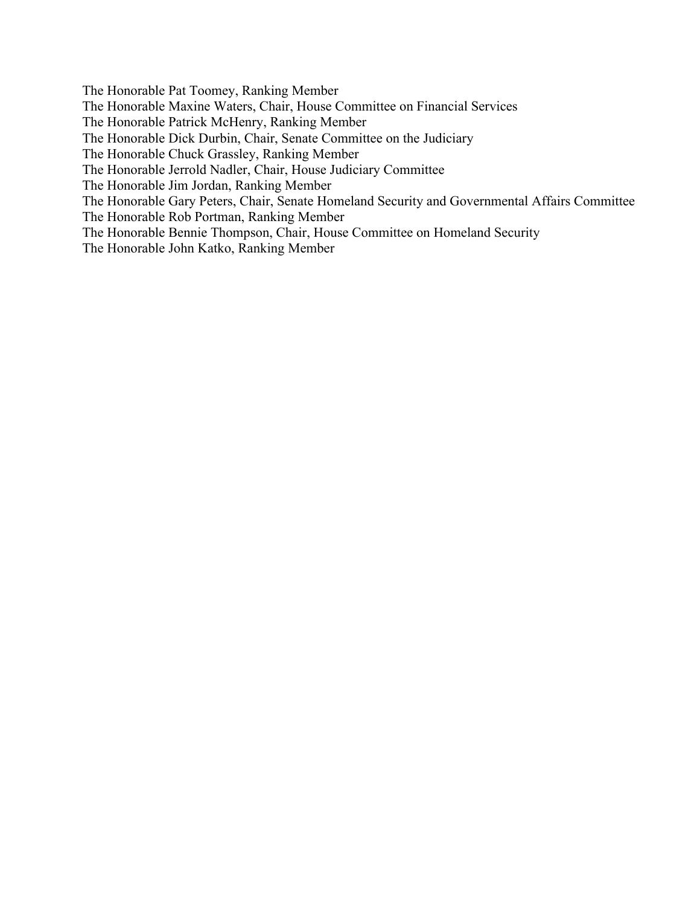The Honorable Pat Toomey, Ranking Member
The Honorable Maxine Waters, Chair, House Committee on Financial Services
The Honorable Patrick McHenry, Ranking Member
The Honorable Dick Durbin, Chair, Senate Committee on the Judiciary
The Honorable Chuck Grassley, Ranking Member
The Honorable Jerrold Nadler, Chair, House Judiciary Committee
The Honorable Jim Jordan, Ranking Member
The Honorable Gary Peters, Chair, Senate Homeland Security and Governmental Affairs Committee
The Honorable Rob Portman, Ranking Member
The Honorable Bennie Thompson, Chair, House Committee on Homeland Security
The Honorable John Katko, Ranking Member